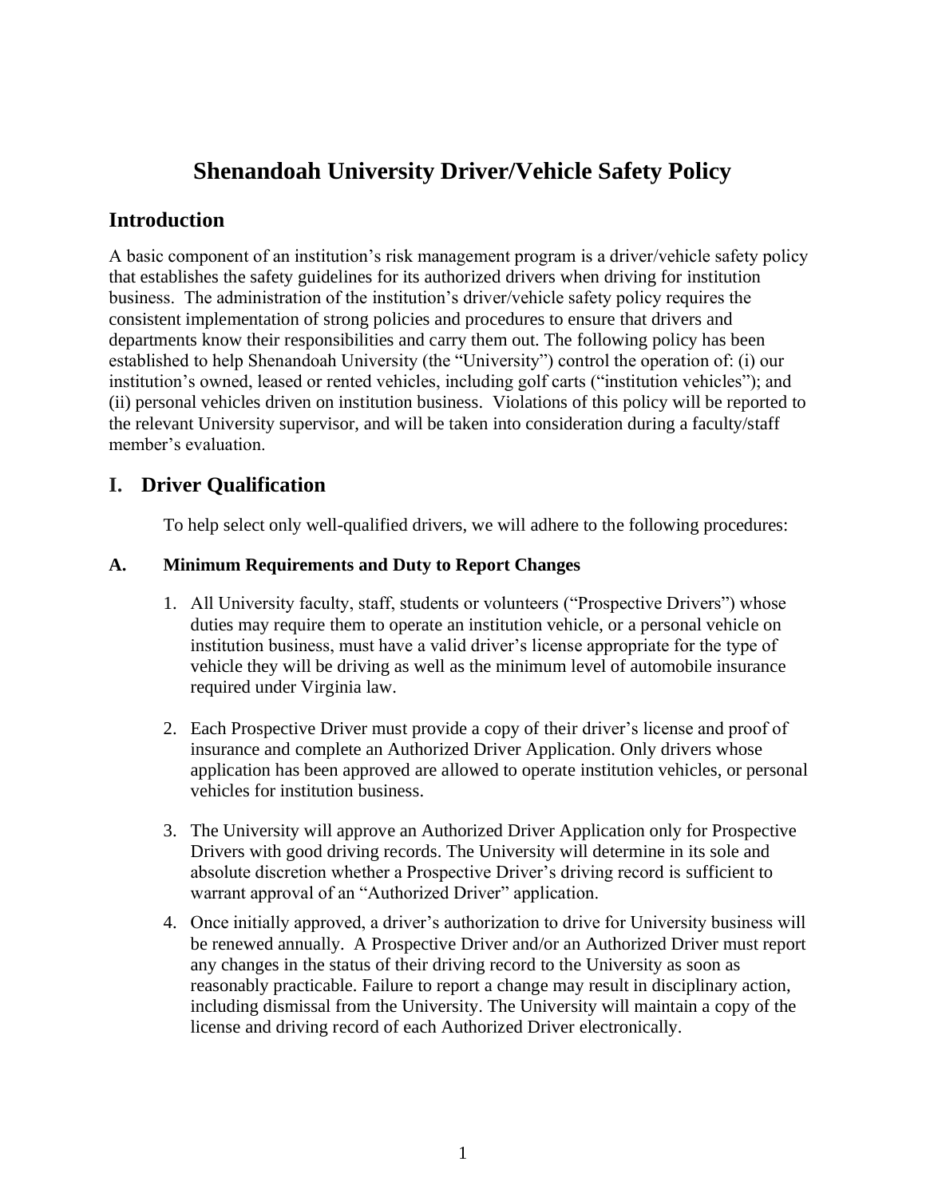# Shenandoah University Driver/Vehicle Safety Policy

## Introduction

A basic component of an institution's risk management program is a driver/vehicle safety policy that establishes the safety guidelines for its authorized drivers when driving for institution business. The administration of the institution's driver/vehicle safety policy requires the consistent implementation of strong policies and procedures to ensure that drivers and departments know their responsibilities and carry them out. The following policy has been established to help Shenandoah University (the "University") control the operation of: (i) our institution's owned, leased or rented vehicles, including golf carts ("institution vehicles"); and (ii) personal vehicles driven on institution business. Violations of this policy will be reported to the relevant University supervisor, and will be taken into consideration during a faculty/staff member's evaluation.

## I. Driver Qualification

To help select only well-qualified drivers, we will adhere to the following procedures:

### A. Minimum Requirements and Duty to Report Changes

1. All University faculty, staff, students or volunteers ("Prospective Drivers") whose duties may require them to operate an institution vehicle, or a personal vehicle on institution business, must have a valid driver's license appropriate for the type of vehicle they will be driving as well as the minimum level of automobile insurance required under Virginia law.

2. Each Prospective Driver must provide a copy of their driver's license and proof of insurance and complete an Authorized Driver Application. Only drivers whose application has been approved are allowed to operate institution vehicles, or personal vehicles for institution business.

3. The University will approve an Authorized Driver Application only for Prospective Drivers with good driving records. The University will determine in its sole and absolute discretion whether a Prospective Driver's driving record is sufficient to warrant approval of an "Authorized Driver" application.

4. Once initially approved, a driver's authorization to drive for University business will be renewed annually. A Prospective Driver and/or an Authorized Driver must report any changes in the status of their driving record to the University as soon as reasonably practicable. Failure to report a change may result in disciplinary action, including dismissal from the University. The University will maintain a copy of the license and driving record of each Authorized Driver electronically.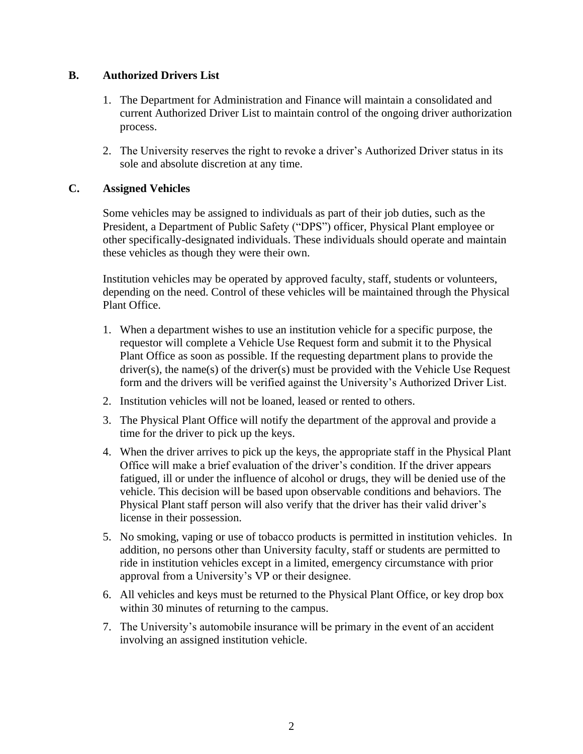## B. Authorized Drivers List

1. The Department for Administration and Finance will maintain a consolidated and current Authorized Driver List to maintain control of the ongoing driver authorization process.

2. The University reserves the right to revoke a driver's Authorized Driver status in its sole and absolute discretion at any time.

## C. Assigned Vehicles

Some vehicles may be assigned to individuals as part of their job duties, such as the President, a Department of Public Safety ("DPS") officer, Physical Plant employee or other specifically-designated individuals. These individuals should operate and maintain these vehicles as though they were their own.

Institution vehicles may be operated by approved faculty, staff, students or volunteers, depending on the need. Control of these vehicles will be maintained through the Physical Plant Office.

1. When a department wishes to use an institution vehicle for a specific purpose, the requestor will complete a Vehicle Use Request form and submit it to the Physical Plant Office as soon as possible. If the requesting department plans to provide the driver(s), the name(s) of the driver(s) must be provided with the Vehicle Use Request form and the drivers will be verified against the University's Authorized Driver List.
2. Institution vehicles will not be loaned, leased or rented to others.
3. The Physical Plant Office will notify the department of the approval and provide a time for the driver to pick up the keys.
4. When the driver arrives to pick up the keys, the appropriate staff in the Physical Plant Office will make a brief evaluation of the driver's condition. If the driver appears fatigued, ill or under the influence of alcohol or drugs, they will be denied use of the vehicle. This decision will be based upon observable conditions and behaviors. The Physical Plant staff person will also verify that the driver has their valid driver's license in their possession.
5. No smoking, vaping or use of tobacco products is permitted in institution vehicles. In addition, no persons other than University faculty, staff or students are permitted to ride in institution vehicles except in a limited, emergency circumstance with prior approval from a University's VP or their designee.
6. All vehicles and keys must be returned to the Physical Plant Office, or key drop box within 30 minutes of returning to the campus.
7. The University's automobile insurance will be primary in the event of an accident involving an assigned institution vehicle.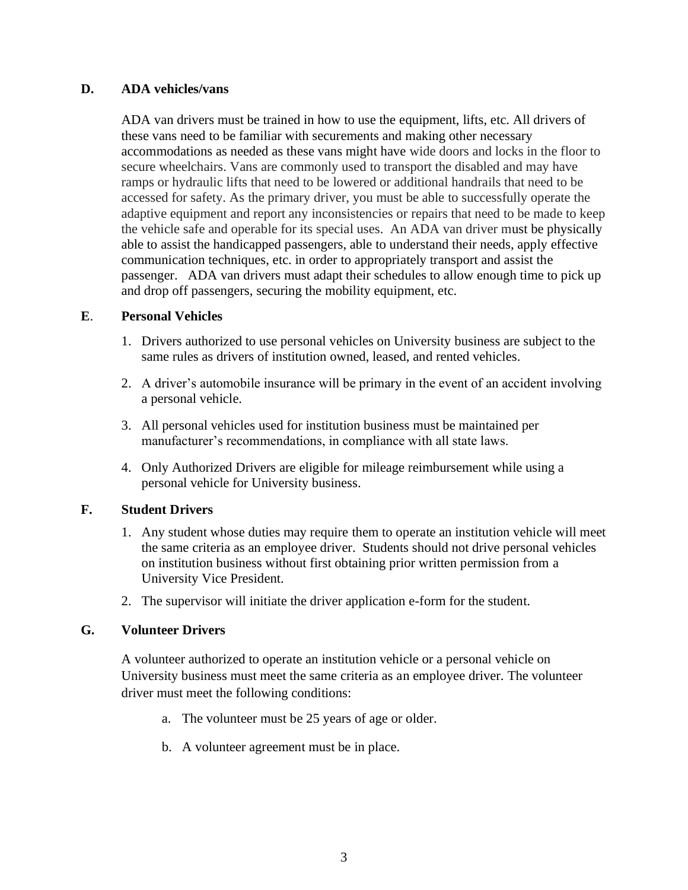### D. ADA vehicles/vans

ADA van drivers must be trained in how to use the equipment, lifts, etc. All drivers of these vans need to be familiar with securements and making other necessary accommodations as needed as these vans might have wide doors and locks in the floor to secure wheelchairs. Vans are commonly used to transport the disabled and may have ramps or hydraulic lifts that need to be lowered or additional handrails that need to be accessed for safety. As the primary driver, you must be able to successfully operate the adaptive equipment and report any inconsistencies or repairs that need to be made to keep the vehicle safe and operable for its special uses. An ADA van driver must be physically able to assist the handicapped passengers, able to understand their needs, apply effective communication techniques, etc. in order to appropriately transport and assist the passenger. ADA van drivers must adapt their schedules to allow enough time to pick up and drop off passengers, securing the mobility equipment, etc.

### E. Personal Vehicles

1. Drivers authorized to use personal vehicles on University business are subject to the same rules as drivers of institution owned, leased, and rented vehicles.
2. A driver's automobile insurance will be primary in the event of an accident involving a personal vehicle.
3. All personal vehicles used for institution business must be maintained per manufacturer's recommendations, in compliance with all state laws.
4. Only Authorized Drivers are eligible for mileage reimbursement while using a personal vehicle for University business.

### F. Student Drivers

1. Any student whose duties may require them to operate an institution vehicle will meet the same criteria as an employee driver. Students should not drive personal vehicles on institution business without first obtaining prior written permission from a University Vice President.
2. The supervisor will initiate the driver application e-form for the student.

### G. Volunteer Drivers

A volunteer authorized to operate an institution vehicle or a personal vehicle on University business must meet the same criteria as an employee driver. The volunteer driver must meet the following conditions:

a. The volunteer must be 25 years of age or older.

b. A volunteer agreement must be in place.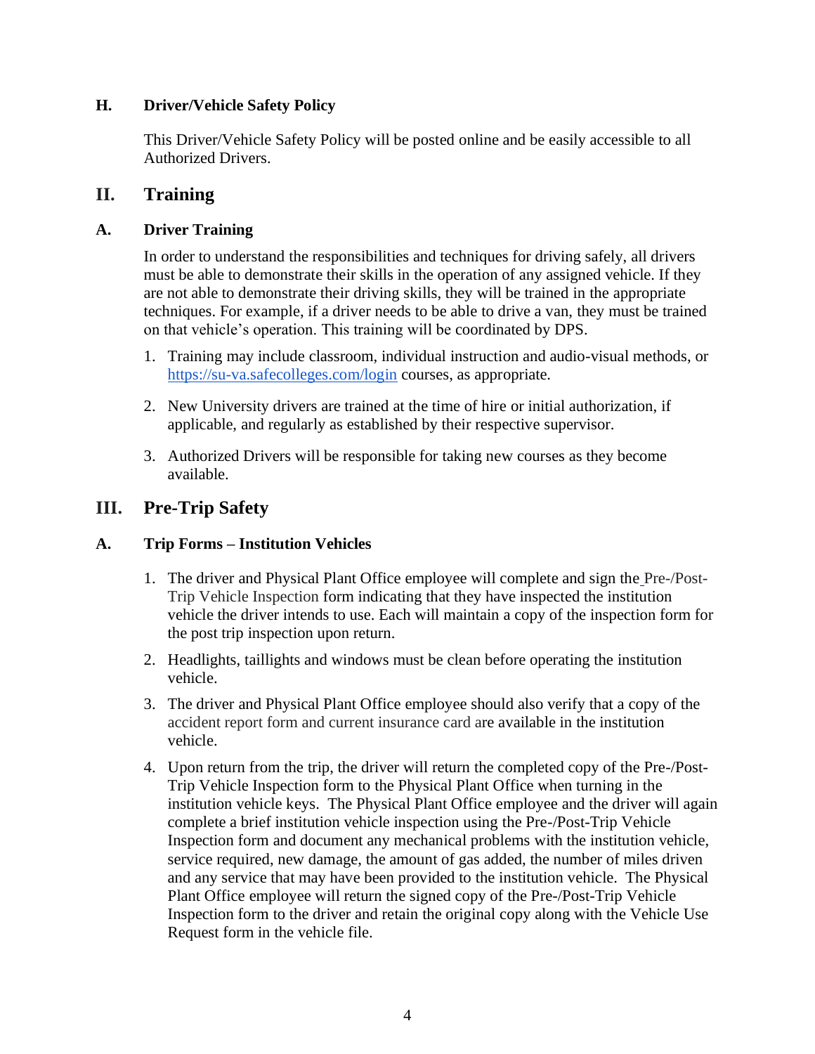### H. Driver/Vehicle Safety Policy

This Driver/Vehicle Safety Policy will be posted online and be easily accessible to all Authorized Drivers.

## II. Training

### A. Driver Training

In order to understand the responsibilities and techniques for driving safely, all drivers must be able to demonstrate their skills in the operation of any assigned vehicle. If they are not able to demonstrate their driving skills, they will be trained in the appropriate techniques. For example, if a driver needs to be able to drive a van, they must be trained on that vehicle's operation. This training will be coordinated by DPS.

1. Training may include classroom, individual instruction and audio-visual methods, or https://su-va.safecolleges.com/login courses, as appropriate.
2. New University drivers are trained at the time of hire or initial authorization, if applicable, and regularly as established by their respective supervisor.
3. Authorized Drivers will be responsible for taking new courses as they become available.

## III. Pre-Trip Safety

### A. Trip Forms – Institution Vehicles

1. The driver and Physical Plant Office employee will complete and sign the Pre-/Post-Trip Vehicle Inspection form indicating that they have inspected the institution vehicle the driver intends to use. Each will maintain a copy of the inspection form for the post trip inspection upon return.
2. Headlights, taillights and windows must be clean before operating the institution vehicle.
3. The driver and Physical Plant Office employee should also verify that a copy of the accident report form and current insurance card are available in the institution vehicle.
4. Upon return from the trip, the driver will return the completed copy of the Pre-/Post-Trip Vehicle Inspection form to the Physical Plant Office when turning in the institution vehicle keys. The Physical Plant Office employee and the driver will again complete a brief institution vehicle inspection using the Pre-/Post-Trip Vehicle Inspection form and document any mechanical problems with the institution vehicle, service required, new damage, the amount of gas added, the number of miles driven and any service that may have been provided to the institution vehicle. The Physical Plant Office employee will return the signed copy of the Pre-/Post-Trip Vehicle Inspection form to the driver and retain the original copy along with the Vehicle Use Request form in the vehicle file.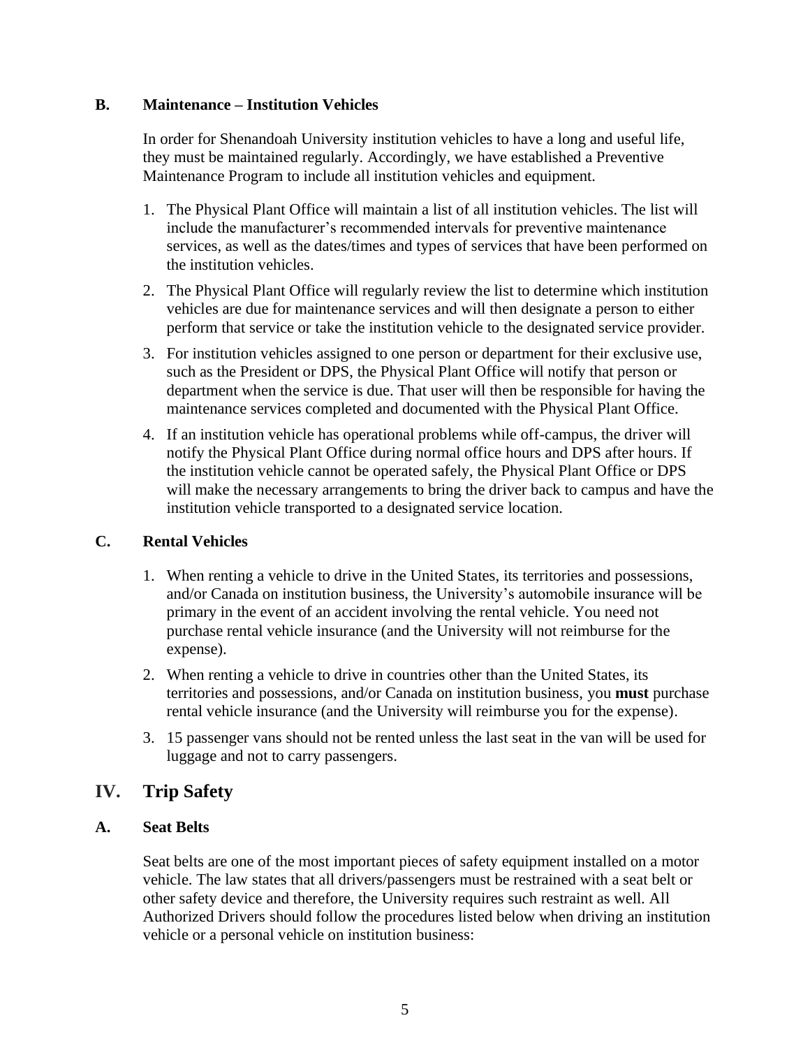### B. Maintenance – Institution Vehicles

In order for Shenandoah University institution vehicles to have a long and useful life, they must be maintained regularly. Accordingly, we have established a Preventive Maintenance Program to include all institution vehicles and equipment.

1. The Physical Plant Office will maintain a list of all institution vehicles. The list will include the manufacturer's recommended intervals for preventive maintenance services, as well as the dates/times and types of services that have been performed on the institution vehicles.
2. The Physical Plant Office will regularly review the list to determine which institution vehicles are due for maintenance services and will then designate a person to either perform that service or take the institution vehicle to the designated service provider.
3. For institution vehicles assigned to one person or department for their exclusive use, such as the President or DPS, the Physical Plant Office will notify that person or department when the service is due. That user will then be responsible for having the maintenance services completed and documented with the Physical Plant Office.
4. If an institution vehicle has operational problems while off-campus, the driver will notify the Physical Plant Office during normal office hours and DPS after hours. If the institution vehicle cannot be operated safely, the Physical Plant Office or DPS will make the necessary arrangements to bring the driver back to campus and have the institution vehicle transported to a designated service location.

### C. Rental Vehicles

1. When renting a vehicle to drive in the United States, its territories and possessions, and/or Canada on institution business, the University's automobile insurance will be primary in the event of an accident involving the rental vehicle. You need not purchase rental vehicle insurance (and the University will not reimburse for the expense).
2. When renting a vehicle to drive in countries other than the United States, its territories and possessions, and/or Canada on institution business, you **must** purchase rental vehicle insurance (and the University will reimburse you for the expense).
3. 15 passenger vans should not be rented unless the last seat in the van will be used for luggage and not to carry passengers.

## IV. Trip Safety

### A. Seat Belts

Seat belts are one of the most important pieces of safety equipment installed on a motor vehicle. The law states that all drivers/passengers must be restrained with a seat belt or other safety device and therefore, the University requires such restraint as well. All Authorized Drivers should follow the procedures listed below when driving an institution vehicle or a personal vehicle on institution business: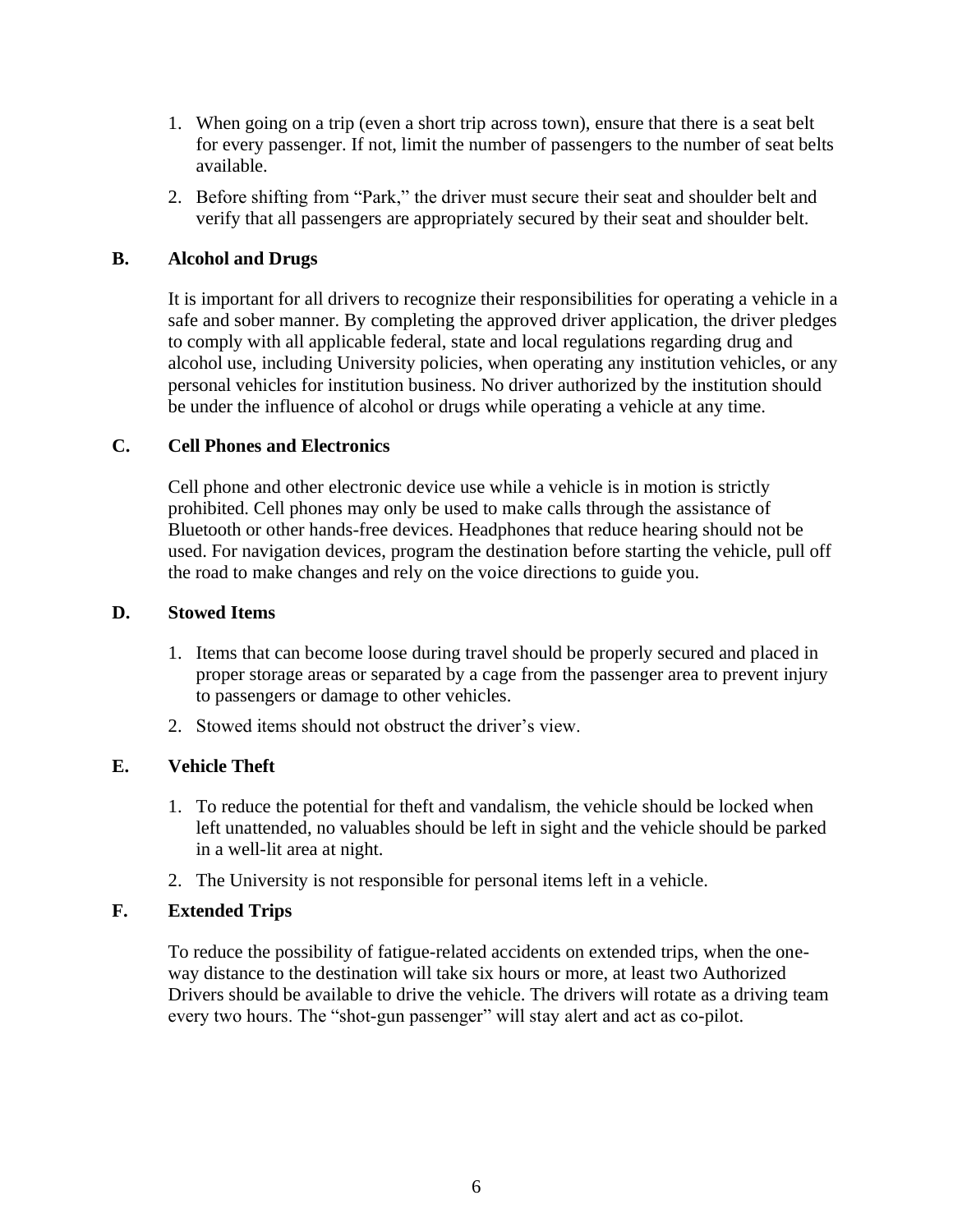1. When going on a trip (even a short trip across town), ensure that there is a seat belt for every passenger. If not, limit the number of passengers to the number of seat belts available.
2. Before shifting from "Park," the driver must secure their seat and shoulder belt and verify that all passengers are appropriately secured by their seat and shoulder belt.

### B. Alcohol and Drugs

It is important for all drivers to recognize their responsibilities for operating a vehicle in a safe and sober manner. By completing the approved driver application, the driver pledges to comply with all applicable federal, state and local regulations regarding drug and alcohol use, including University policies, when operating any institution vehicles, or any personal vehicles for institution business. No driver authorized by the institution should be under the influence of alcohol or drugs while operating a vehicle at any time.

### C. Cell Phones and Electronics

Cell phone and other electronic device use while a vehicle is in motion is strictly prohibited. Cell phones may only be used to make calls through the assistance of Bluetooth or other hands-free devices. Headphones that reduce hearing should not be used. For navigation devices, program the destination before starting the vehicle, pull off the road to make changes and rely on the voice directions to guide you.

### D. Stowed Items

1. Items that can become loose during travel should be properly secured and placed in proper storage areas or separated by a cage from the passenger area to prevent injury to passengers or damage to other vehicles.
2. Stowed items should not obstruct the driver's view.

### E. Vehicle Theft

1. To reduce the potential for theft and vandalism, the vehicle should be locked when left unattended, no valuables should be left in sight and the vehicle should be parked in a well-lit area at night.
2. The University is not responsible for personal items left in a vehicle.

### F. Extended Trips

To reduce the possibility of fatigue-related accidents on extended trips, when the one-way distance to the destination will take six hours or more, at least two Authorized Drivers should be available to drive the vehicle. The drivers will rotate as a driving team every two hours. The "shot-gun passenger" will stay alert and act as co-pilot.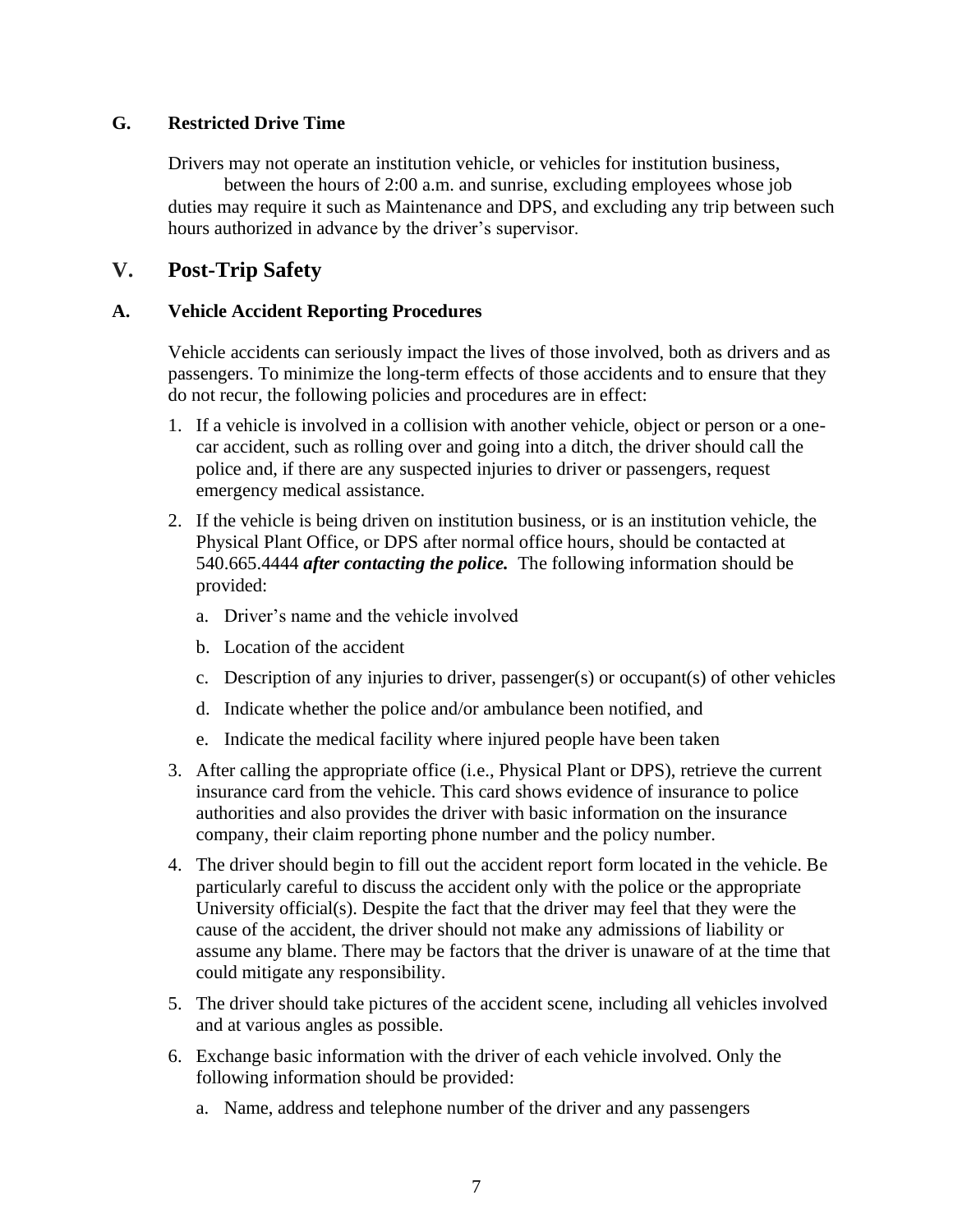### G. Restricted Drive Time

Drivers may not operate an institution vehicle, or vehicles for institution business, between the hours of 2:00 a.m. and sunrise, excluding employees whose job duties may require it such as Maintenance and DPS, and excluding any trip between such hours authorized in advance by the driver's supervisor.

## V. Post-Trip Safety

### A. Vehicle Accident Reporting Procedures

Vehicle accidents can seriously impact the lives of those involved, both as drivers and as passengers. To minimize the long-term effects of those accidents and to ensure that they do not recur, the following policies and procedures are in effect:

1. If a vehicle is involved in a collision with another vehicle, object or person or a one-car accident, such as rolling over and going into a ditch, the driver should call the police and, if there are any suspected injuries to driver or passengers, request emergency medical assistance.
2. If the vehicle is being driven on institution business, or is an institution vehicle, the Physical Plant Office, or DPS after normal office hours, should be contacted at 540.665.4444 ***after contacting the police.*** The following information should be provided:
   a. Driver's name and the vehicle involved
   b. Location of the accident
   c. Description of any injuries to driver, passenger(s) or occupant(s) of other vehicles
   d. Indicate whether the police and/or ambulance been notified, and
   e. Indicate the medical facility where injured people have been taken
3. After calling the appropriate office (i.e., Physical Plant or DPS), retrieve the current insurance card from the vehicle. This card shows evidence of insurance to police authorities and also provides the driver with basic information on the insurance company, their claim reporting phone number and the policy number.
4. The driver should begin to fill out the accident report form located in the vehicle. Be particularly careful to discuss the accident only with the police or the appropriate University official(s). Despite the fact that the driver may feel that they were the cause of the accident, the driver should not make any admissions of liability or assume any blame. There may be factors that the driver is unaware of at the time that could mitigate any responsibility.
5. The driver should take pictures of the accident scene, including all vehicles involved and at various angles as possible.
6. Exchange basic information with the driver of each vehicle involved. Only the following information should be provided:
   a. Name, address and telephone number of the driver and any passengers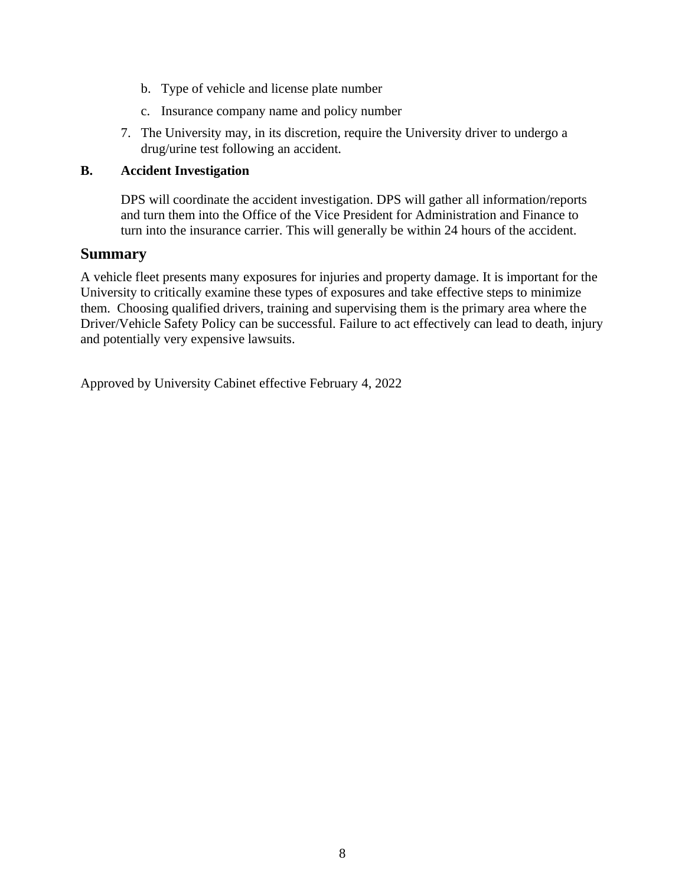b. Type of vehicle and license plate number

c. Insurance company name and policy number

7. The University may, in its discretion, require the University driver to undergo a drug/urine test following an accident.

**B. Accident Investigation**

DPS will coordinate the accident investigation. DPS will gather all information/reports and turn them into the Office of the Vice President for Administration and Finance to turn into the insurance carrier. This will generally be within 24 hours of the accident.

## Summary

A vehicle fleet presents many exposures for injuries and property damage. It is important for the University to critically examine these types of exposures and take effective steps to minimize them. Choosing qualified drivers, training and supervising them is the primary area where the Driver/Vehicle Safety Policy can be successful. Failure to act effectively can lead to death, injury and potentially very expensive lawsuits.

Approved by University Cabinet effective February 4, 2022